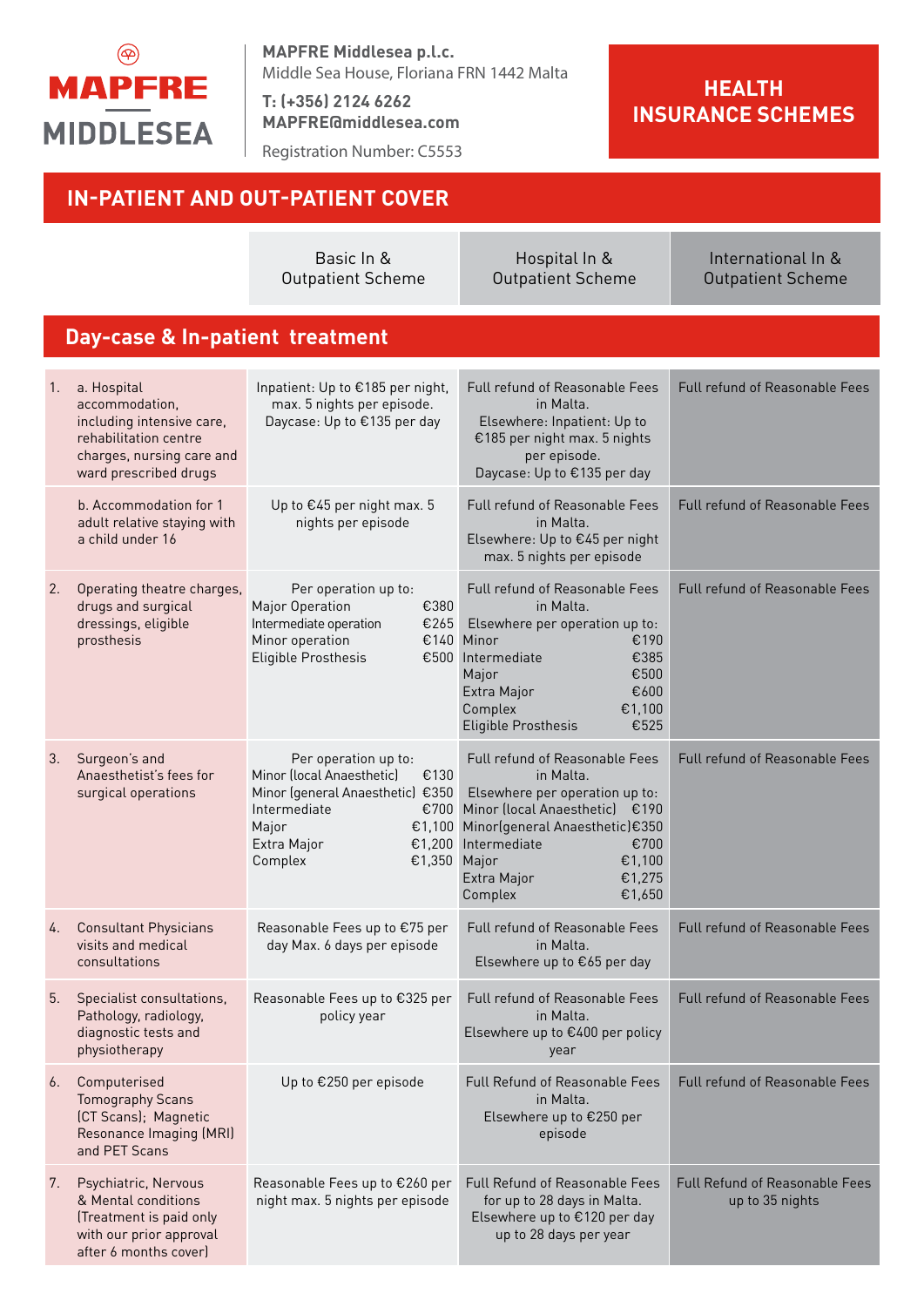**MAPFRE MIDDLESEA**

**MAPFRE Middlesea p.l.c.**
Middle Sea House, Floriana FRN 1442 Malta
**T: (+356) 2124 6262**
**MAPFRE@middlesea.com**
Registration Number: C5553

# HEALTH INSURANCE SCHEMES

## IN-PATIENT AND OUT-PATIENT COVER

| | | Basic In & Outpatient Scheme | Hospital In & Outpatient Scheme | International In & Outpatient Scheme |
|---|---|---|---|---|
| **Day-case & In-patient treatment** | | | | |
| 1. | a. Hospital accommodation, including intensive care, rehabilitation centre charges, nursing care and ward prescribed drugs | Inpatient: Up to €185 per night, max. 5 nights per episode. Daycase: Up to €135 per day | Full refund of Reasonable Fees in Malta. Elsewhere: Inpatient: Up to €185 per night max. 5 nights per episode. Daycase: Up to €135 per day | Full refund of Reasonable Fees |
| | b. Accommodation for 1 adult relative staying with a child under 16 | Up to €45 per night max. 5 nights per episode | Full refund of Reasonable Fees in Malta. Elsewhere: Up to €45 per night max. 5 nights per episode | Full refund of Reasonable Fees |
| 2. | Operating theatre charges, drugs and surgical dressings, eligible prosthesis | Per operation up to:<br>Major Operation €380<br>Intermediate operation €265<br>Minor operation €140<br>Eligible Prosthesis €500 | Full refund of Reasonable Fees in Malta.<br>Elsewhere per operation up to:<br>Minor €190<br>Intermediate €385<br>Major €500<br>Extra Major €600<br>Complex €1,100<br>Eligible Prosthesis €525 | Full refund of Reasonable Fees |
| 3. | Surgeon's and Anaesthetist's fees for surgical operations | Per operation up to:<br>Minor (local Anaesthetic) €130<br>Minor (general Anaesthetic) €350<br>Intermediate €700<br>Major €1,100<br>Extra Major €1,200<br>Complex €1,350 | Full refund of Reasonable Fees in Malta.<br>Elsewhere per operation up to:<br>Minor (local Anaesthetic) €190<br>Minor(general Anaesthetic) €350<br>Intermediate €700<br>Major €1,100<br>Extra Major €1,275<br>Complex €1,650 | Full refund of Reasonable Fees |
| 4. | Consultant Physicians visits and medical consultations | Reasonable Fees up to €75 per day Max. 6 days per episode | Full refund of Reasonable Fees in Malta. Elsewhere up to €65 per day | Full refund of Reasonable Fees |
| 5. | Specialist consultations, Pathology, radiology, diagnostic tests and physiotherapy | Reasonable Fees up to €325 per policy year | Full refund of Reasonable Fees in Malta. Elsewhere up to €400 per policy year | Full refund of Reasonable Fees |
| 6. | Computerised Tomography Scans (CT Scans); Magnetic Resonance Imaging (MRI) and PET Scans | Up to €250 per episode | Full Refund of Reasonable Fees in Malta. Elsewhere up to €250 per episode | Full refund of Reasonable Fees |
| 7. | Psychiatric, Nervous & Mental conditions (Treatment is paid only with our prior approval after 6 months cover) | Reasonable Fees up to €260 per night max. 5 nights per episode | Full Refund of Reasonable Fees for up to 28 days in Malta. Elsewhere up to €120 per day up to 28 days per year | Full Refund of Reasonable Fees up to 35 nights |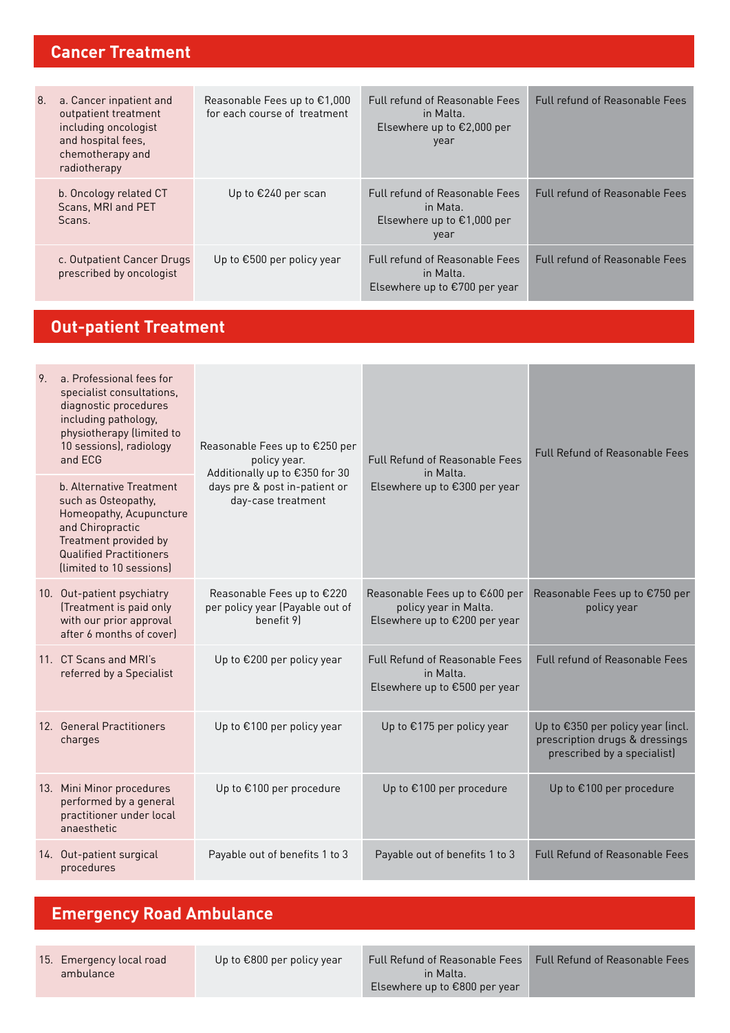## Cancer Treatment

| | | | |
|---|---|---|---|
| 8. a. Cancer inpatient and outpatient treatment including oncologist and hospital fees, chemotherapy and radiotherapy | Reasonable Fees up to €1,000 for each course of treatment | Full refund of Reasonable Fees in Malta. Elsewhere up to €2,000 per year | Full refund of Reasonable Fees |
| b. Oncology related CT Scans, MRI and PET Scans. | Up to €240 per scan | Full refund of Reasonable Fees in Mata. Elsewhere up to €1,000 per year | Full refund of Reasonable Fees |
| c. Outpatient Cancer Drugs prescribed by oncologist | Up to €500 per policy year | Full refund of Reasonable Fees in Malta. Elsewhere up to €700 per year | Full refund of Reasonable Fees |

## Out-patient Treatment

| | | | |
|---|---|---|---|
| 9. a. Professional fees for specialist consultations, diagnostic procedures including pathology, physiotherapy (limited to 10 sessions), radiology and ECG<br>b. Alternative Treatment such as Osteopathy, Homeopathy, Acupuncture and Chiropractic Treatment provided by Qualified Practitioners (limited to 10 sessions) | Reasonable Fees up to €250 per policy year. Additionally up to €350 for 30 days pre & post in-patient or day-case treatment | Full Refund of Reasonable Fees in Malta. Elsewhere up to €300 per year | Full Refund of Reasonable Fees |
| 10. Out-patient psychiatry (Treatment is paid only with our prior approval after 6 months of cover) | Reasonable Fees up to €220 per policy year (Payable out of benefit 9) | Reasonable Fees up to €600 per policy year in Malta. Elsewhere up to €200 per year | Reasonable Fees up to €750 per policy year |
| 11. CT Scans and MRI's referred by a Specialist | Up to €200 per policy year | Full Refund of Reasonable Fees in Malta. Elsewhere up to €500 per year | Full refund of Reasonable Fees |
| 12. General Practitioners charges | Up to €100 per policy year | Up to €175 per policy year | Up to €350 per policy year (incl. prescription drugs & dressings prescribed by a specialist) |
| 13. Mini Minor procedures performed by a general practitioner under local anaesthetic | Up to €100 per procedure | Up to €100 per procedure | Up to €100 per procedure |
| 14. Out-patient surgical procedures | Payable out of benefits 1 to 3 | Payable out of benefits 1 to 3 | Full Refund of Reasonable Fees |

## Emergency Road Ambulance

| | | | |
|---|---|---|---|
| 15. Emergency local road ambulance | Up to €800 per policy year | Full Refund of Reasonable Fees in Malta. Elsewhere up to €800 per year | Full Refund of Reasonable Fees |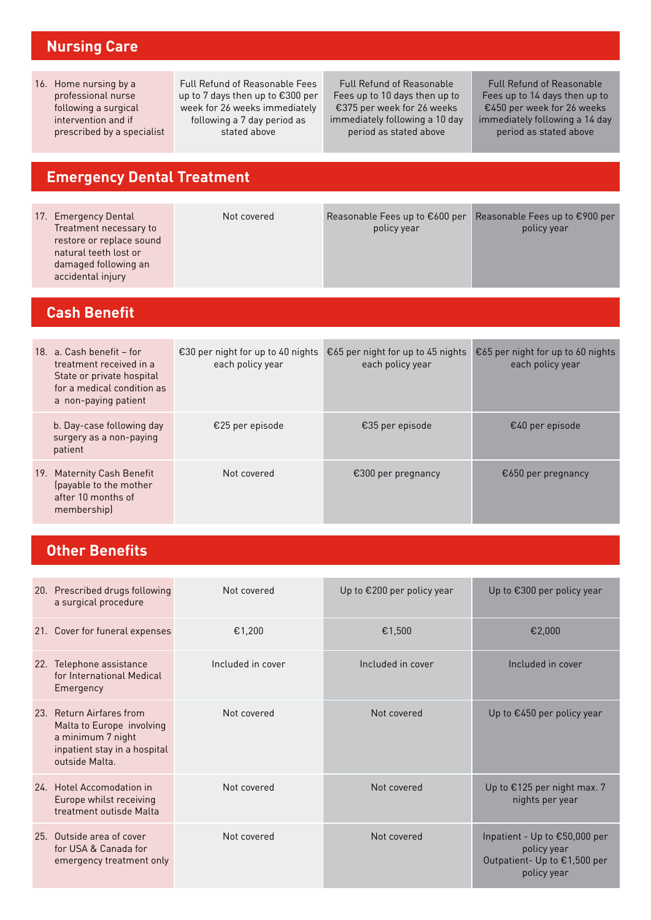## Nursing Care

| | | | |
|---|---|---|---|
| 16. Home nursing by a professional nurse following a surgical intervention and if prescribed by a specialist | Full Refund of Reasonable Fees up to 7 days then up to €300 per week for 26 weeks immediately following a 7 day period as stated above | Full Refund of Reasonable Fees up to 10 days then up to €375 per week for 26 weeks immediately following a 10 day period as stated above | Full Refund of Reasonable Fees up to 14 days then up to €450 per week for 26 weeks immediately following a 14 day period as stated above |

## Emergency Dental Treatment

| | | | |
|---|---|---|---|
| 17. Emergency Dental Treatment necessary to restore or replace sound natural teeth lost or damaged following an accidental injury | Not covered | Reasonable Fees up to €600 per policy year | Reasonable Fees up to €900 per policy year |

## Cash Benefit

| | | | |
|---|---|---|---|
| 18. a. Cash benefit – for treatment received in a State or private hospital for a medical condition as a non-paying patient | €30 per night for up to 40 nights each policy year | €65 per night for up to 45 nights each policy year | €65 per night for up to 60 nights each policy year |
| b. Day-case following day surgery as a non-paying patient | €25 per episode | €35 per episode | €40 per episode |
| 19. Maternity Cash Benefit (payable to the mother after 10 months of membership) | Not covered | €300 per pregnancy | €650 per pregnancy |

## Other Benefits

| | | | |
|---|---|---|---|
| 20. Prescribed drugs following a surgical procedure | Not covered | Up to €200 per policy year | Up to €300 per policy year |
| 21. Cover for funeral expenses | €1,200 | €1,500 | €2,000 |
| 22. Telephone assistance for International Medical Emergency | Included in cover | Included in cover | Included in cover |
| 23. Return Airfares from Malta to Europe involving a minimum 7 night inpatient stay in a hospital outside Malta. | Not covered | Not covered | Up to €450 per policy year |
| 24. Hotel Accomodation in Europe whilst receiving treatment outisde Malta | Not covered | Not covered | Up to €125 per night max. 7 nights per year |
| 25. Outside area of cover for USA & Canada for emergency treatment only | Not covered | Not covered | Inpatient - Up to €50,000 per policy year<br>Outpatient- Up to €1,500 per policy year |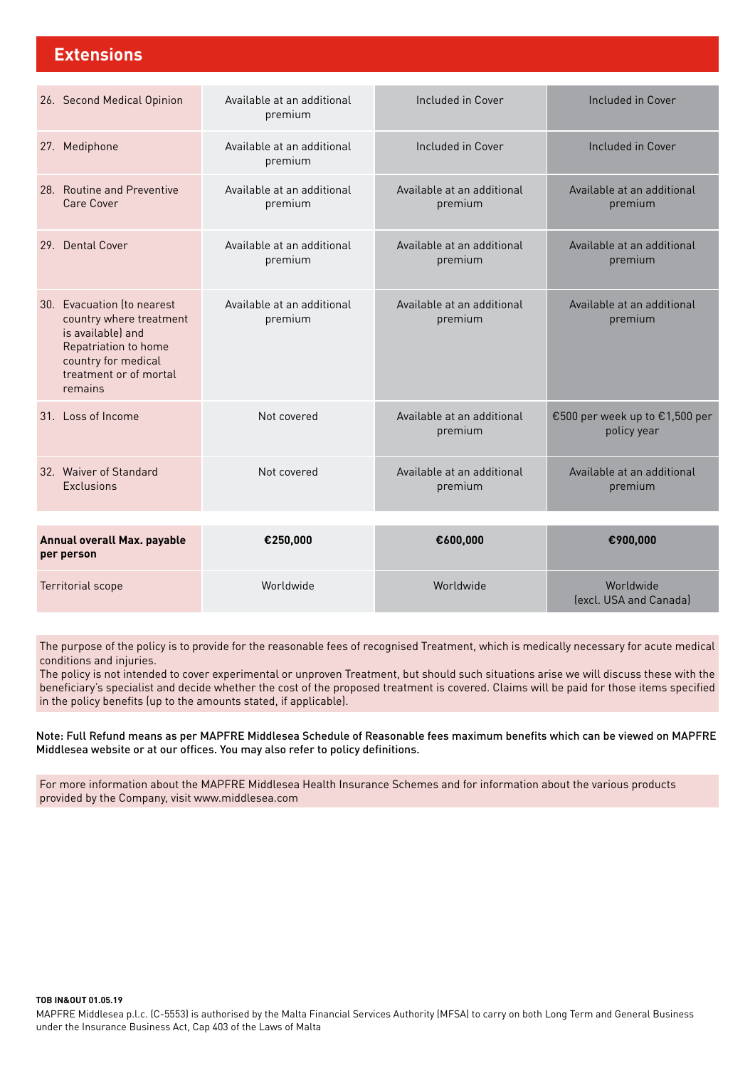## Extensions

| | | | |
|---|---|---|---|
| 26. Second Medical Opinion | Available at an additional premium | Included in Cover | Included in Cover |
| 27. Mediphone | Available at an additional premium | Included in Cover | Included in Cover |
| 28. Routine and Preventive Care Cover | Available at an additional premium | Available at an additional premium | Available at an additional premium |
| 29. Dental Cover | Available at an additional premium | Available at an additional premium | Available at an additional premium |
| 30. Evacuation (to nearest country where treatment is available) and Repatriation to home country for medical treatment or of mortal remains | Available at an additional premium | Available at an additional premium | Available at an additional premium |
| 31. Loss of Income | Not covered | Available at an additional premium | €500 per week up to €1,500 per policy year |
| 32. Waiver of Standard Exclusions | Not covered | Available at an additional premium | Available at an additional premium |
| **Annual overall Max. payable per person** | **€250,000** | **€600,000** | **€900,000** |
| Territorial scope | Worldwide | Worldwide | Worldwide (excl. USA and Canada) |

The purpose of the policy is to provide for the reasonable fees of recognised Treatment, which is medically necessary for acute medical conditions and injuries.
The policy is not intended to cover experimental or unproven Treatment, but should such situations arise we will discuss these with the beneficiary's specialist and decide whether the cost of the proposed treatment is covered. Claims will be paid for those items specified in the policy benefits (up to the amounts stated, if applicable).

Note: Full Refund means as per MAPFRE Middlesea Schedule of Reasonable fees maximum benefits which can be viewed on MAPFRE Middlesea website or at our offices. You may also refer to policy definitions.

For more information about the MAPFRE Middlesea Health Insurance Schemes and for information about the various products provided by the Company, visit www.middlesea.com

**TOB IN&OUT 01.05.19**

MAPFRE Middlesea p.l.c. (C-5553) is authorised by the Malta Financial Services Authority (MFSA) to carry on both Long Term and General Business under the Insurance Business Act, Cap 403 of the Laws of Malta